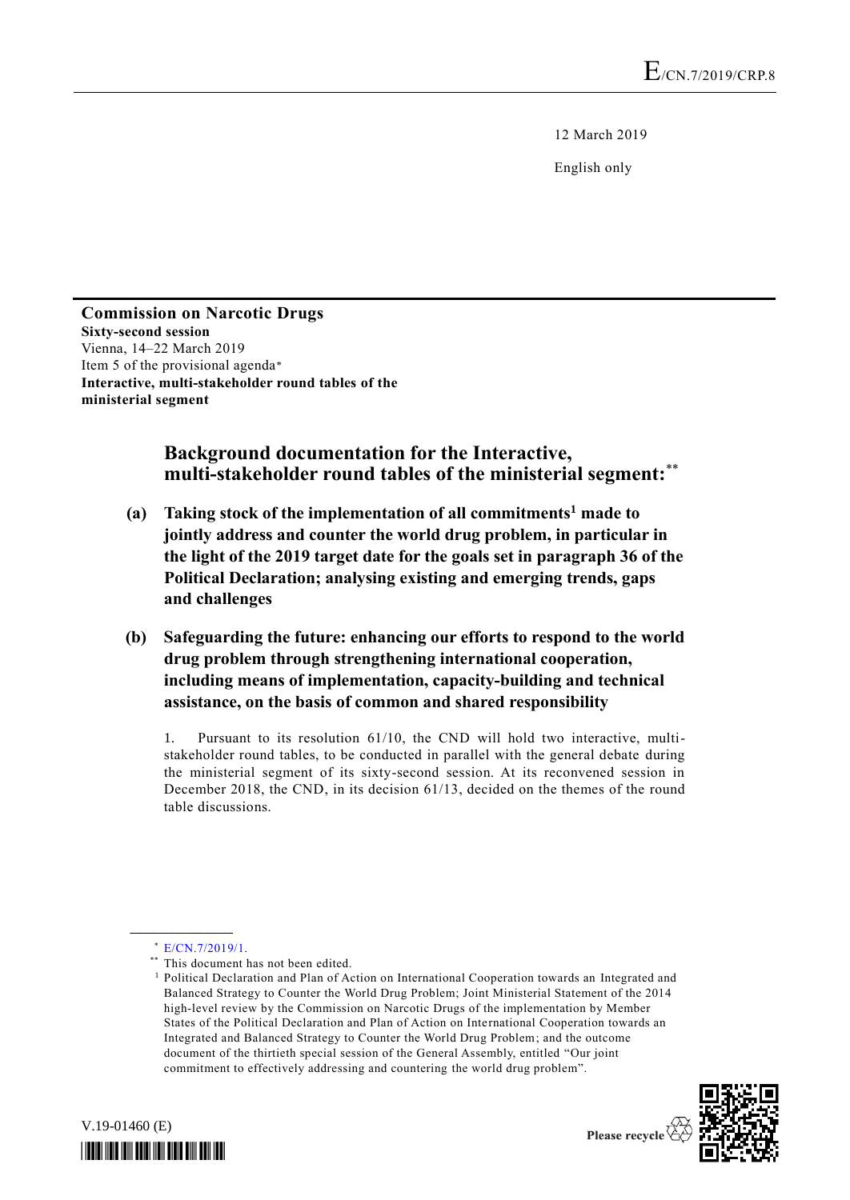E/CN.7/2019/CRP.8

12 March 2019

English only

**Commission on Narcotic Drugs**
**Sixty-second session**
Vienna, 14–22 March 2019
Item 5 of the provisional agenda*
**Interactive, multi-stakeholder round tables of the ministerial segment**

# Background documentation for the Interactive, multi-stakeholder round tables of the ministerial segment:**

## (a) Taking stock of the implementation of all commitments[1] made to jointly address and counter the world drug problem, in particular in the light of the 2019 target date for the goals set in paragraph 36 of the Political Declaration; analysing existing and emerging trends, gaps and challenges

## (b) Safeguarding the future: enhancing our efforts to respond to the world drug problem through strengthening international cooperation, including means of implementation, capacity-building and technical assistance, on the basis of common and shared responsibility

1. Pursuant to its resolution 61/10, the CND will hold two interactive, multi-stakeholder round tables, to be conducted in parallel with the general debate during the ministerial segment of its sixty-second session. At its reconvened session in December 2018, the CND, in its decision 61/13, decided on the themes of the round table discussions.

---

\* E/CN.7/2019/1.

\*\* This document has not been edited.

[1] Political Declaration and Plan of Action on International Cooperation towards an Integrated and Balanced Strategy to Counter the World Drug Problem; Joint Ministerial Statement of the 2014 high-level review by the Commission on Narcotic Drugs of the implementation by Member States of the Political Declaration and Plan of Action on International Cooperation towards an Integrated and Balanced Strategy to Counter the World Drug Problem; and the outcome document of the thirtieth special session of the General Assembly, entitled "Our joint commitment to effectively addressing and countering the world drug problem".

V.19-01460 (E)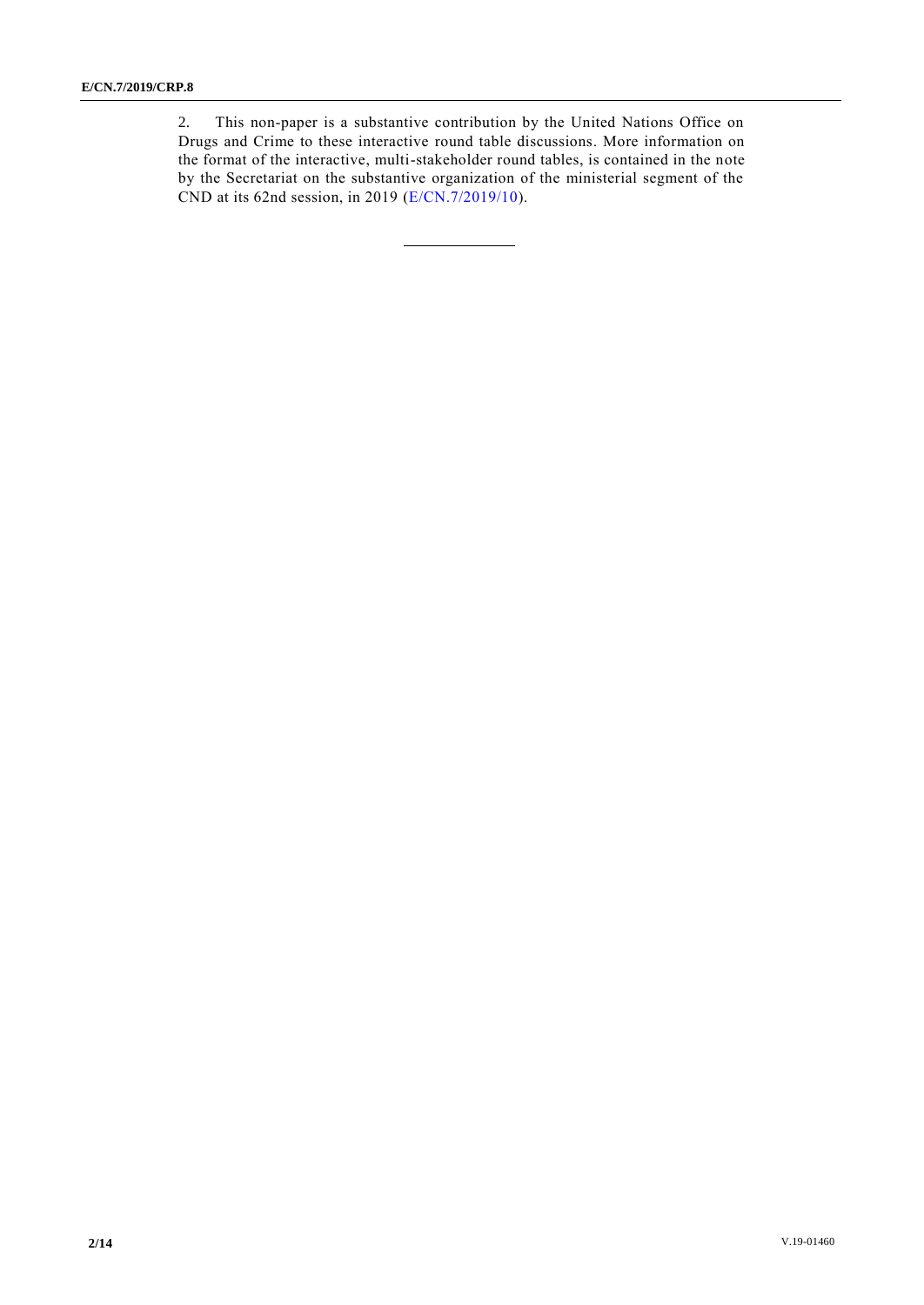2. This non-paper is a substantive contribution by the United Nations Office on Drugs and Crime to these interactive round table discussions. More information on the format of the interactive, multi-stakeholder round tables, is contained in the note by the Secretariat on the substantive organization of the ministerial segment of the CND at its 62nd session, in 2019 (E/CN.7/2019/10).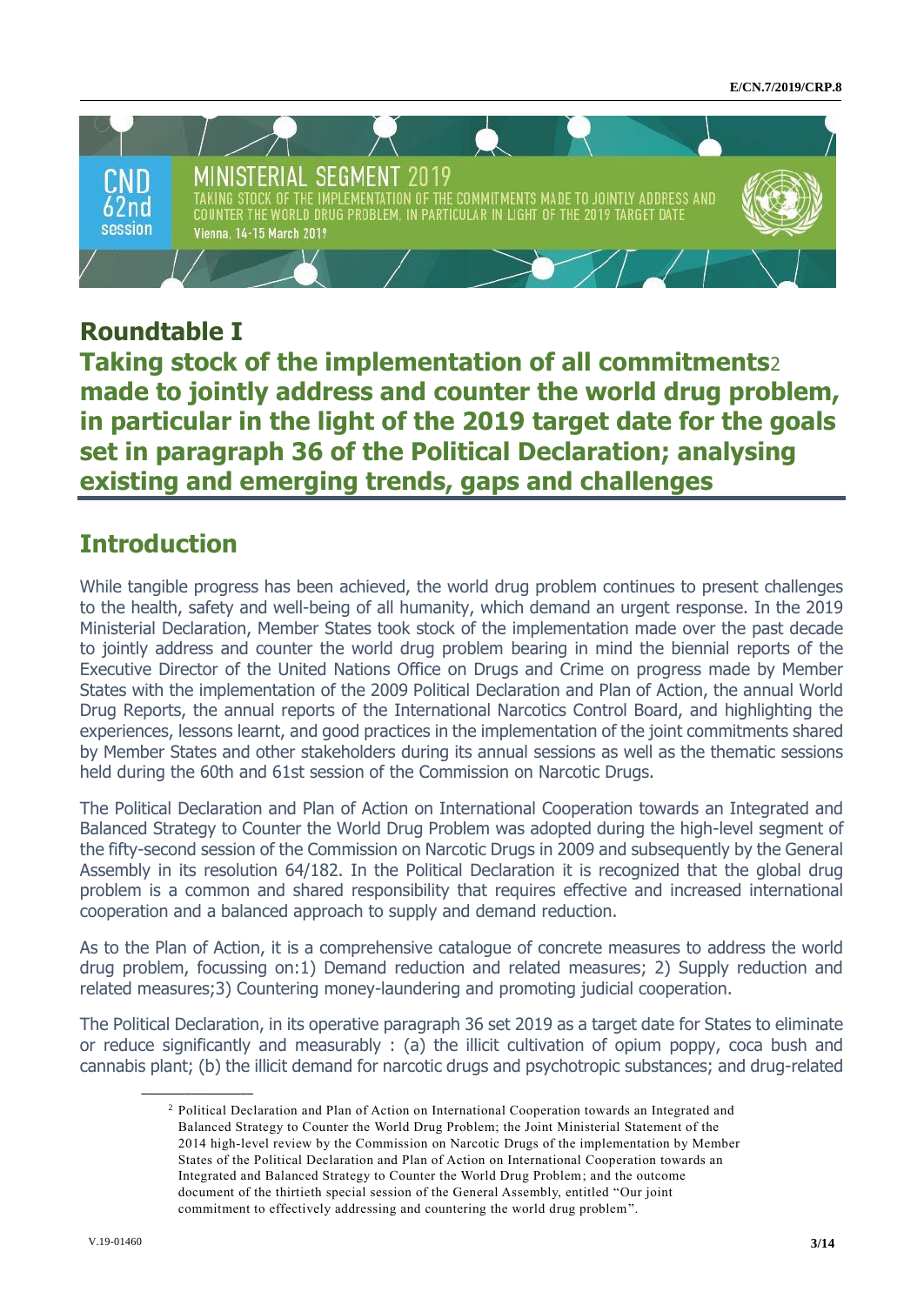MINISTERIAL SEGMENT 2019

TAKING STOCK OF THE IMPLEMENTATION OF THE COMMITMENTS MADE TO JOINTLY ADDRESS AND COUNTER THE WORLD DRUG PROBLEM, IN PARTICULAR IN LIGHT OF THE 2019 TARGET DATE

Vienna, 14-15 March 2019

CND 62nd session

# Roundtable I

# Taking stock of the implementation of all commitments[2] made to jointly address and counter the world drug problem, in particular in the light of the 2019 target date for the goals set in paragraph 36 of the Political Declaration; analysing existing and emerging trends, gaps and challenges

## Introduction

While tangible progress has been achieved, the world drug problem continues to present challenges to the health, safety and well-being of all humanity, which demand an urgent response. In the 2019 Ministerial Declaration, Member States took stock of the implementation made over the past decade to jointly address and counter the world drug problem bearing in mind the biennial reports of the Executive Director of the United Nations Office on Drugs and Crime on progress made by Member States with the implementation of the 2009 Political Declaration and Plan of Action, the annual World Drug Reports, the annual reports of the International Narcotics Control Board, and highlighting the experiences, lessons learnt, and good practices in the implementation of the joint commitments shared by Member States and other stakeholders during its annual sessions as well as the thematic sessions held during the 60th and 61st session of the Commission on Narcotic Drugs.

The Political Declaration and Plan of Action on International Cooperation towards an Integrated and Balanced Strategy to Counter the World Drug Problem was adopted during the high-level segment of the fifty-second session of the Commission on Narcotic Drugs in 2009 and subsequently by the General Assembly in its resolution 64/182. In the Political Declaration it is recognized that the global drug problem is a common and shared responsibility that requires effective and increased international cooperation and a balanced approach to supply and demand reduction.

As to the Plan of Action, it is a comprehensive catalogue of concrete measures to address the world drug problem, focussing on:1) Demand reduction and related measures; 2) Supply reduction and related measures;3) Countering money-laundering and promoting judicial cooperation.

The Political Declaration, in its operative paragraph 36 set 2019 as a target date for States to eliminate or reduce significantly and measurably : (a) the illicit cultivation of opium poppy, coca bush and cannabis plant; (b) the illicit demand for narcotic drugs and psychotropic substances; and drug-related

---

[2] Political Declaration and Plan of Action on International Cooperation towards an Integrated and Balanced Strategy to Counter the World Drug Problem; the Joint Ministerial Statement of the 2014 high-level review by the Commission on Narcotic Drugs of the implementation by Member States of the Political Declaration and Plan of Action on International Cooperation towards an Integrated and Balanced Strategy to Counter the World Drug Problem; and the outcome document of the thirtieth special session of the General Assembly, entitled "Our joint commitment to effectively addressing and countering the world drug problem".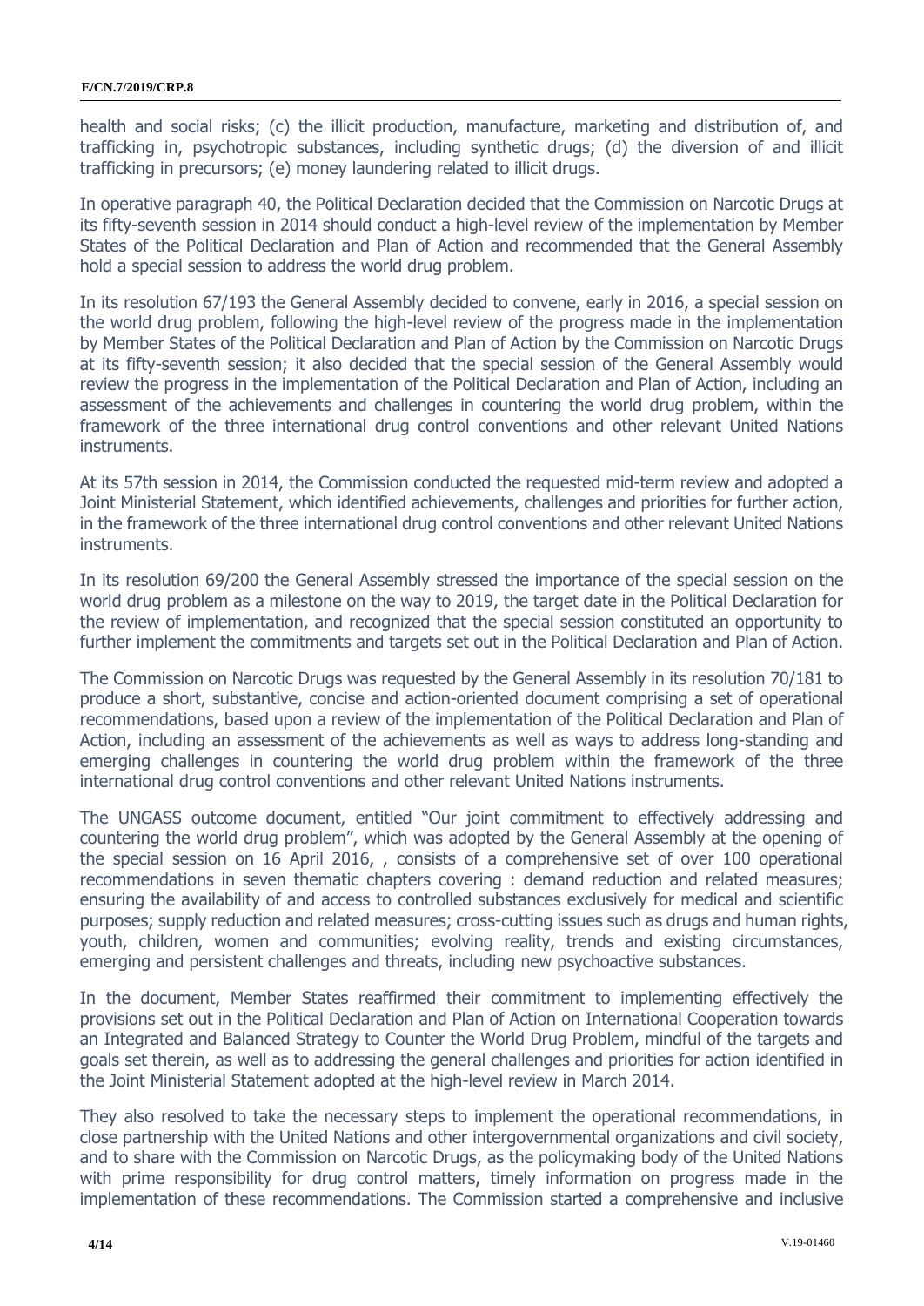health and social risks; (c) the illicit production, manufacture, marketing and distribution of, and trafficking in, psychotropic substances, including synthetic drugs; (d) the diversion of and illicit trafficking in precursors; (e) money laundering related to illicit drugs.

In operative paragraph 40, the Political Declaration decided that the Commission on Narcotic Drugs at its fifty-seventh session in 2014 should conduct a high-level review of the implementation by Member States of the Political Declaration and Plan of Action and recommended that the General Assembly hold a special session to address the world drug problem.

In its resolution 67/193 the General Assembly decided to convene, early in 2016, a special session on the world drug problem, following the high-level review of the progress made in the implementation by Member States of the Political Declaration and Plan of Action by the Commission on Narcotic Drugs at its fifty-seventh session; it also decided that the special session of the General Assembly would review the progress in the implementation of the Political Declaration and Plan of Action, including an assessment of the achievements and challenges in countering the world drug problem, within the framework of the three international drug control conventions and other relevant United Nations instruments.

At its 57th session in 2014, the Commission conducted the requested mid-term review and adopted a Joint Ministerial Statement, which identified achievements, challenges and priorities for further action, in the framework of the three international drug control conventions and other relevant United Nations instruments.

In its resolution 69/200 the General Assembly stressed the importance of the special session on the world drug problem as a milestone on the way to 2019, the target date in the Political Declaration for the review of implementation, and recognized that the special session constituted an opportunity to further implement the commitments and targets set out in the Political Declaration and Plan of Action.

The Commission on Narcotic Drugs was requested by the General Assembly in its resolution 70/181 to produce a short, substantive, concise and action-oriented document comprising a set of operational recommendations, based upon a review of the implementation of the Political Declaration and Plan of Action, including an assessment of the achievements as well as ways to address long-standing and emerging challenges in countering the world drug problem within the framework of the three international drug control conventions and other relevant United Nations instruments.

The UNGASS outcome document, entitled "Our joint commitment to effectively addressing and countering the world drug problem", which was adopted by the General Assembly at the opening of the special session on 16 April 2016, , consists of a comprehensive set of over 100 operational recommendations in seven thematic chapters covering : demand reduction and related measures; ensuring the availability of and access to controlled substances exclusively for medical and scientific purposes; supply reduction and related measures; cross-cutting issues such as drugs and human rights, youth, children, women and communities; evolving reality, trends and existing circumstances, emerging and persistent challenges and threats, including new psychoactive substances.

In the document, Member States reaffirmed their commitment to implementing effectively the provisions set out in the Political Declaration and Plan of Action on International Cooperation towards an Integrated and Balanced Strategy to Counter the World Drug Problem, mindful of the targets and goals set therein, as well as to addressing the general challenges and priorities for action identified in the Joint Ministerial Statement adopted at the high-level review in March 2014.

They also resolved to take the necessary steps to implement the operational recommendations, in close partnership with the United Nations and other intergovernmental organizations and civil society, and to share with the Commission on Narcotic Drugs, as the policymaking body of the United Nations with prime responsibility for drug control matters, timely information on progress made in the implementation of these recommendations. The Commission started a comprehensive and inclusive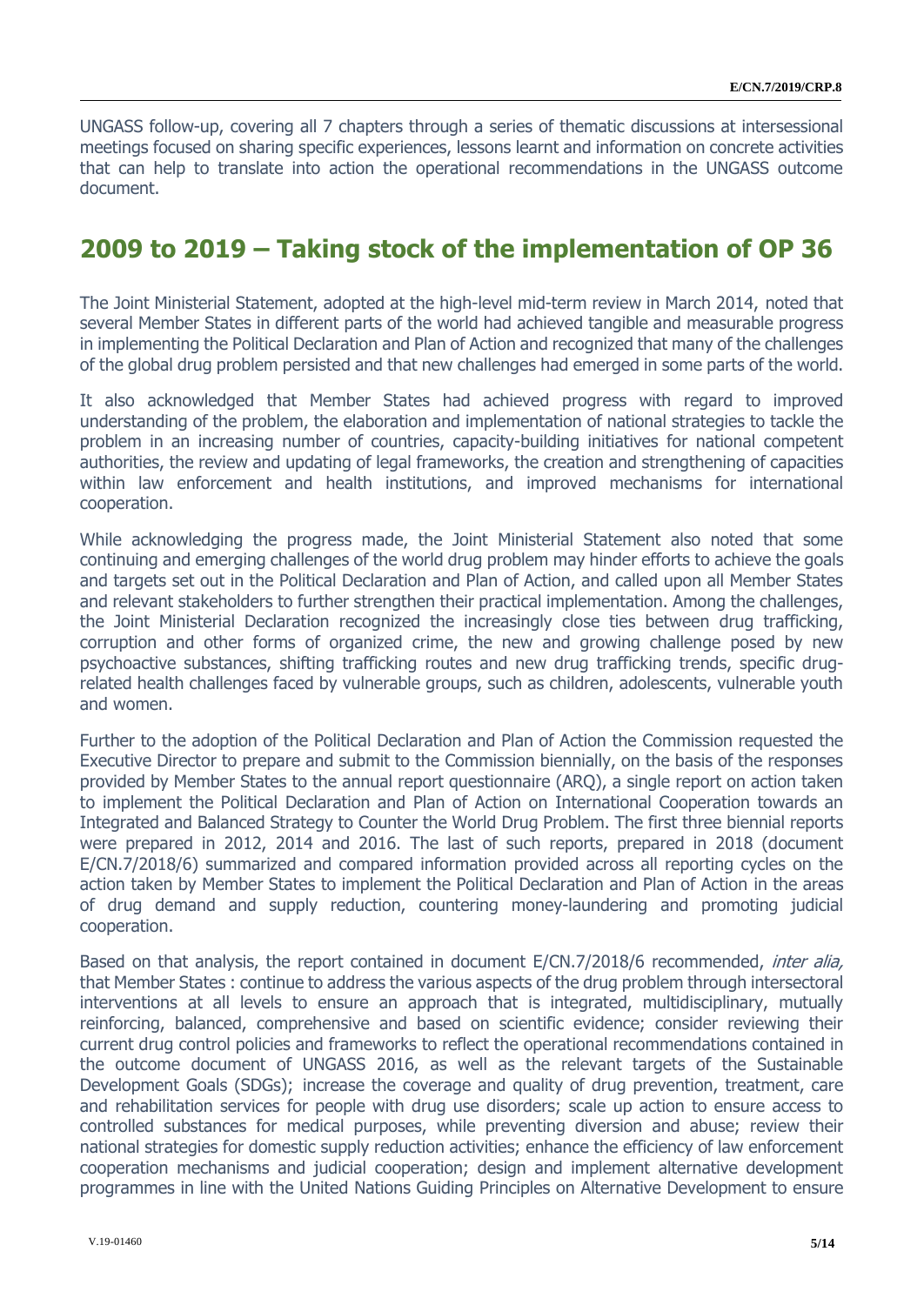UNGASS follow-up, covering all 7 chapters through a series of thematic discussions at intersessional meetings focused on sharing specific experiences, lessons learnt and information on concrete activities that can help to translate into action the operational recommendations in the UNGASS outcome document.

## 2009 to 2019 – Taking stock of the implementation of OP 36

The Joint Ministerial Statement, adopted at the high-level mid-term review in March 2014, noted that several Member States in different parts of the world had achieved tangible and measurable progress in implementing the Political Declaration and Plan of Action and recognized that many of the challenges of the global drug problem persisted and that new challenges had emerged in some parts of the world.

It also acknowledged that Member States had achieved progress with regard to improved understanding of the problem, the elaboration and implementation of national strategies to tackle the problem in an increasing number of countries, capacity-building initiatives for national competent authorities, the review and updating of legal frameworks, the creation and strengthening of capacities within law enforcement and health institutions, and improved mechanisms for international cooperation.

While acknowledging the progress made, the Joint Ministerial Statement also noted that some continuing and emerging challenges of the world drug problem may hinder efforts to achieve the goals and targets set out in the Political Declaration and Plan of Action, and called upon all Member States and relevant stakeholders to further strengthen their practical implementation. Among the challenges, the Joint Ministerial Declaration recognized the increasingly close ties between drug trafficking, corruption and other forms of organized crime, the new and growing challenge posed by new psychoactive substances, shifting trafficking routes and new drug trafficking trends, specific drug-related health challenges faced by vulnerable groups, such as children, adolescents, vulnerable youth and women.

Further to the adoption of the Political Declaration and Plan of Action the Commission requested the Executive Director to prepare and submit to the Commission biennially, on the basis of the responses provided by Member States to the annual report questionnaire (ARQ), a single report on action taken to implement the Political Declaration and Plan of Action on International Cooperation towards an Integrated and Balanced Strategy to Counter the World Drug Problem. The first three biennial reports were prepared in 2012, 2014 and 2016. The last of such reports, prepared in 2018 (document E/CN.7/2018/6) summarized and compared information provided across all reporting cycles on the action taken by Member States to implement the Political Declaration and Plan of Action in the areas of drug demand and supply reduction, countering money-laundering and promoting judicial cooperation.

Based on that analysis, the report contained in document E/CN.7/2018/6 recommended, *inter alia,* that Member States : continue to address the various aspects of the drug problem through intersectoral interventions at all levels to ensure an approach that is integrated, multidisciplinary, mutually reinforcing, balanced, comprehensive and based on scientific evidence; consider reviewing their current drug control policies and frameworks to reflect the operational recommendations contained in the outcome document of UNGASS 2016, as well as the relevant targets of the Sustainable Development Goals (SDGs); increase the coverage and quality of drug prevention, treatment, care and rehabilitation services for people with drug use disorders; scale up action to ensure access to controlled substances for medical purposes, while preventing diversion and abuse; review their national strategies for domestic supply reduction activities; enhance the efficiency of law enforcement cooperation mechanisms and judicial cooperation; design and implement alternative development programmes in line with the United Nations Guiding Principles on Alternative Development to ensure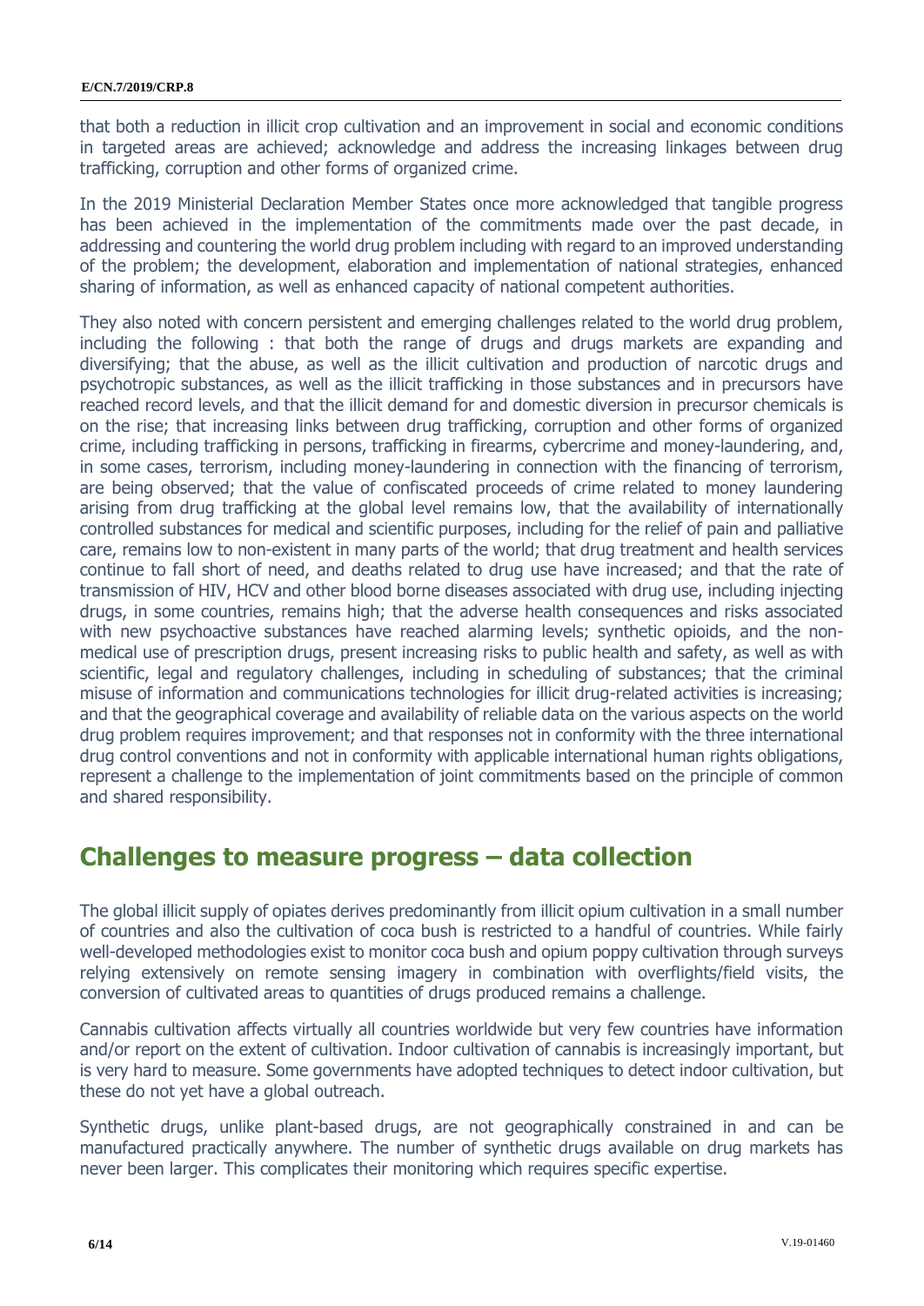that both a reduction in illicit crop cultivation and an improvement in social and economic conditions in targeted areas are achieved; acknowledge and address the increasing linkages between drug trafficking, corruption and other forms of organized crime.

In the 2019 Ministerial Declaration Member States once more acknowledged that tangible progress has been achieved in the implementation of the commitments made over the past decade, in addressing and countering the world drug problem including with regard to an improved understanding of the problem; the development, elaboration and implementation of national strategies, enhanced sharing of information, as well as enhanced capacity of national competent authorities.

They also noted with concern persistent and emerging challenges related to the world drug problem, including the following : that both the range of drugs and drugs markets are expanding and diversifying; that the abuse, as well as the illicit cultivation and production of narcotic drugs and psychotropic substances, as well as the illicit trafficking in those substances and in precursors have reached record levels, and that the illicit demand for and domestic diversion in precursor chemicals is on the rise; that increasing links between drug trafficking, corruption and other forms of organized crime, including trafficking in persons, trafficking in firearms, cybercrime and money-laundering, and, in some cases, terrorism, including money-laundering in connection with the financing of terrorism, are being observed; that the value of confiscated proceeds of crime related to money laundering arising from drug trafficking at the global level remains low, that the availability of internationally controlled substances for medical and scientific purposes, including for the relief of pain and palliative care, remains low to non-existent in many parts of the world; that drug treatment and health services continue to fall short of need, and deaths related to drug use have increased; and that the rate of transmission of HIV, HCV and other blood borne diseases associated with drug use, including injecting drugs, in some countries, remains high; that the adverse health consequences and risks associated with new psychoactive substances have reached alarming levels; synthetic opioids, and the non-medical use of prescription drugs, present increasing risks to public health and safety, as well as with scientific, legal and regulatory challenges, including in scheduling of substances; that the criminal misuse of information and communications technologies for illicit drug-related activities is increasing; and that the geographical coverage and availability of reliable data on the various aspects on the world drug problem requires improvement; and that responses not in conformity with the three international drug control conventions and not in conformity with applicable international human rights obligations, represent a challenge to the implementation of joint commitments based on the principle of common and shared responsibility.

## Challenges to measure progress – data collection

The global illicit supply of opiates derives predominantly from illicit opium cultivation in a small number of countries and also the cultivation of coca bush is restricted to a handful of countries. While fairly well-developed methodologies exist to monitor coca bush and opium poppy cultivation through surveys relying extensively on remote sensing imagery in combination with overflights/field visits, the conversion of cultivated areas to quantities of drugs produced remains a challenge.

Cannabis cultivation affects virtually all countries worldwide but very few countries have information and/or report on the extent of cultivation. Indoor cultivation of cannabis is increasingly important, but is very hard to measure. Some governments have adopted techniques to detect indoor cultivation, but these do not yet have a global outreach.

Synthetic drugs, unlike plant-based drugs, are not geographically constrained in and can be manufactured practically anywhere. The number of synthetic drugs available on drug markets has never been larger. This complicates their monitoring which requires specific expertise.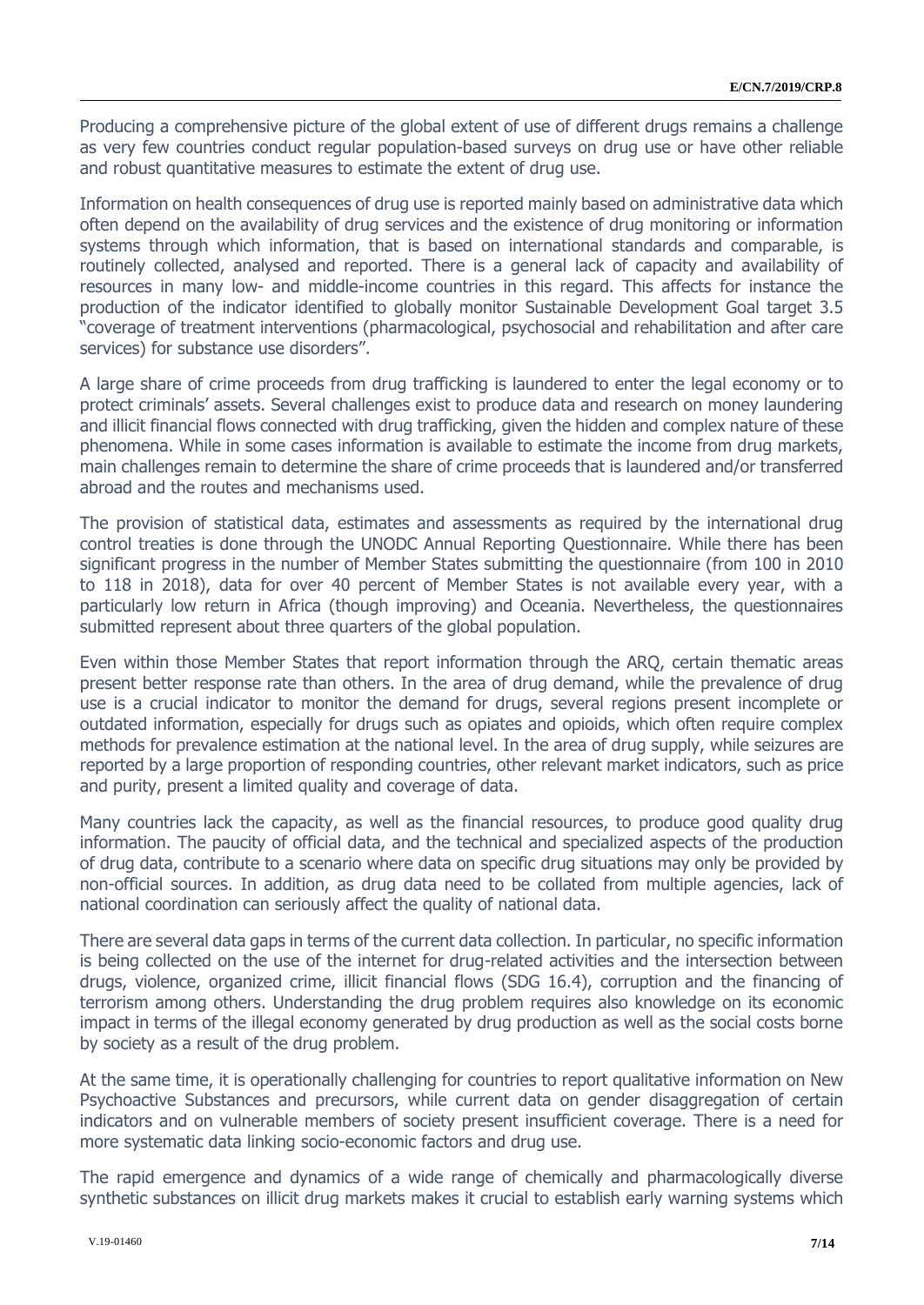Producing a comprehensive picture of the global extent of use of different drugs remains a challenge as very few countries conduct regular population-based surveys on drug use or have other reliable and robust quantitative measures to estimate the extent of drug use.

Information on health consequences of drug use is reported mainly based on administrative data which often depend on the availability of drug services and the existence of drug monitoring or information systems through which information, that is based on international standards and comparable, is routinely collected, analysed and reported. There is a general lack of capacity and availability of resources in many low- and middle-income countries in this regard. This affects for instance the production of the indicator identified to globally monitor Sustainable Development Goal target 3.5 "coverage of treatment interventions (pharmacological, psychosocial and rehabilitation and after care services) for substance use disorders".

A large share of crime proceeds from drug trafficking is laundered to enter the legal economy or to protect criminals' assets. Several challenges exist to produce data and research on money laundering and illicit financial flows connected with drug trafficking, given the hidden and complex nature of these phenomena. While in some cases information is available to estimate the income from drug markets, main challenges remain to determine the share of crime proceeds that is laundered and/or transferred abroad and the routes and mechanisms used.

The provision of statistical data, estimates and assessments as required by the international drug control treaties is done through the UNODC Annual Reporting Questionnaire. While there has been significant progress in the number of Member States submitting the questionnaire (from 100 in 2010 to 118 in 2018), data for over 40 percent of Member States is not available every year, with a particularly low return in Africa (though improving) and Oceania. Nevertheless, the questionnaires submitted represent about three quarters of the global population.

Even within those Member States that report information through the ARQ, certain thematic areas present better response rate than others. In the area of drug demand, while the prevalence of drug use is a crucial indicator to monitor the demand for drugs, several regions present incomplete or outdated information, especially for drugs such as opiates and opioids, which often require complex methods for prevalence estimation at the national level. In the area of drug supply, while seizures are reported by a large proportion of responding countries, other relevant market indicators, such as price and purity, present a limited quality and coverage of data.

Many countries lack the capacity, as well as the financial resources, to produce good quality drug information. The paucity of official data, and the technical and specialized aspects of the production of drug data, contribute to a scenario where data on specific drug situations may only be provided by non-official sources. In addition, as drug data need to be collated from multiple agencies, lack of national coordination can seriously affect the quality of national data.

There are several data gaps in terms of the current data collection. In particular, no specific information is being collected on the use of the internet for drug-related activities and the intersection between drugs, violence, organized crime, illicit financial flows (SDG 16.4), corruption and the financing of terrorism among others. Understanding the drug problem requires also knowledge on its economic impact in terms of the illegal economy generated by drug production as well as the social costs borne by society as a result of the drug problem.

At the same time, it is operationally challenging for countries to report qualitative information on New Psychoactive Substances and precursors, while current data on gender disaggregation of certain indicators and on vulnerable members of society present insufficient coverage. There is a need for more systematic data linking socio-economic factors and drug use.

The rapid emergence and dynamics of a wide range of chemically and pharmacologically diverse synthetic substances on illicit drug markets makes it crucial to establish early warning systems which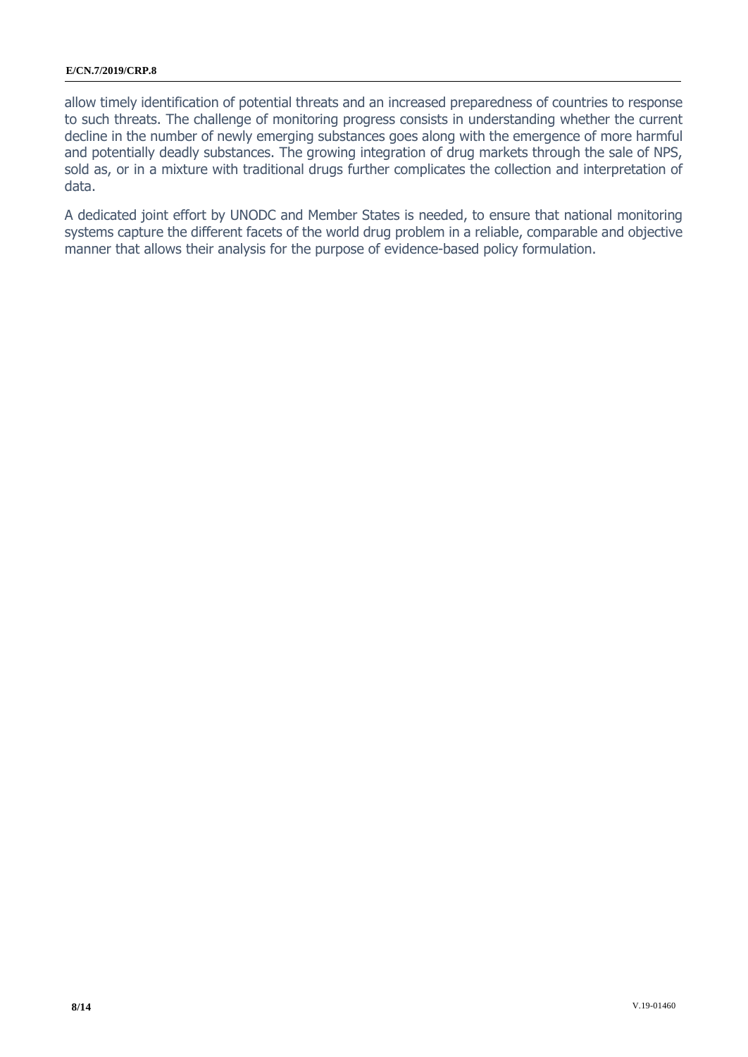allow timely identification of potential threats and an increased preparedness of countries to response to such threats. The challenge of monitoring progress consists in understanding whether the current decline in the number of newly emerging substances goes along with the emergence of more harmful and potentially deadly substances. The growing integration of drug markets through the sale of NPS, sold as, or in a mixture with traditional drugs further complicates the collection and interpretation of data.

A dedicated joint effort by UNODC and Member States is needed, to ensure that national monitoring systems capture the different facets of the world drug problem in a reliable, comparable and objective manner that allows their analysis for the purpose of evidence-based policy formulation.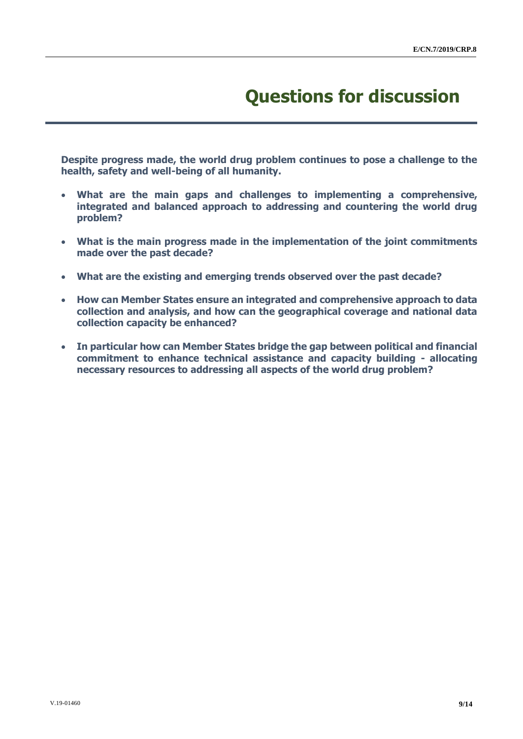# Questions for discussion

**Despite progress made, the world drug problem continues to pose a challenge to the health, safety and well-being of all humanity.**

- **What are the main gaps and challenges to implementing a comprehensive, integrated and balanced approach to addressing and countering the world drug problem?**
- **What is the main progress made in the implementation of the joint commitments made over the past decade?**
- **What are the existing and emerging trends observed over the past decade?**
- **How can Member States ensure an integrated and comprehensive approach to data collection and analysis, and how can the geographical coverage and national data collection capacity be enhanced?**
- **In particular how can Member States bridge the gap between political and financial commitment to enhance technical assistance and capacity building - allocating necessary resources to addressing all aspects of the world drug problem?**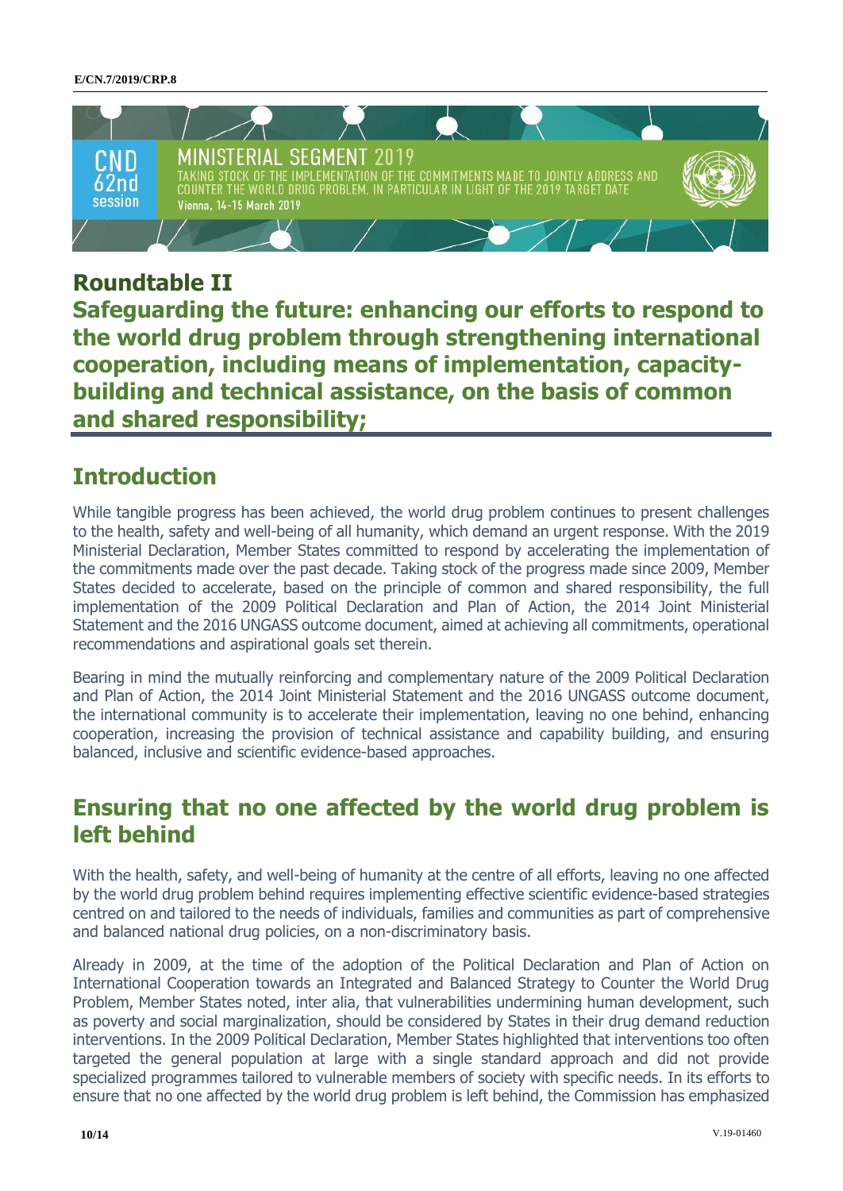MINISTERIAL SEGMENT 2019

TAKING STOCK OF THE IMPLEMENTATION OF THE COMMITMENTS MADE TO JOINTLY ADDRESS AND COUNTER THE WORLD DRUG PROBLEM, IN PARTICULAR IN LIGHT OF THE 2019 TARGET DATE

CND 62nd session

Vienna, 14-15 March 2019

# Roundtable II

# Safeguarding the future: enhancing our efforts to respond to the world drug problem through strengthening international cooperation, including means of implementation, capacity-building and technical assistance, on the basis of common and shared responsibility;

## Introduction

While tangible progress has been achieved, the world drug problem continues to present challenges to the health, safety and well-being of all humanity, which demand an urgent response. With the 2019 Ministerial Declaration, Member States committed to respond by accelerating the implementation of the commitments made over the past decade. Taking stock of the progress made since 2009, Member States decided to accelerate, based on the principle of common and shared responsibility, the full implementation of the 2009 Political Declaration and Plan of Action, the 2014 Joint Ministerial Statement and the 2016 UNGASS outcome document, aimed at achieving all commitments, operational recommendations and aspirational goals set therein.

Bearing in mind the mutually reinforcing and complementary nature of the 2009 Political Declaration and Plan of Action, the 2014 Joint Ministerial Statement and the 2016 UNGASS outcome document, the international community is to accelerate their implementation, leaving no one behind, enhancing cooperation, increasing the provision of technical assistance and capability building, and ensuring balanced, inclusive and scientific evidence-based approaches.

## Ensuring that no one affected by the world drug problem is left behind

With the health, safety, and well-being of humanity at the centre of all efforts, leaving no one affected by the world drug problem behind requires implementing effective scientific evidence-based strategies centred on and tailored to the needs of individuals, families and communities as part of comprehensive and balanced national drug policies, on a non-discriminatory basis.

Already in 2009, at the time of the adoption of the Political Declaration and Plan of Action on International Cooperation towards an Integrated and Balanced Strategy to Counter the World Drug Problem, Member States noted, inter alia, that vulnerabilities undermining human development, such as poverty and social marginalization, should be considered by States in their drug demand reduction interventions. In the 2009 Political Declaration, Member States highlighted that interventions too often targeted the general population at large with a single standard approach and did not provide specialized programmes tailored to vulnerable members of society with specific needs. In its efforts to ensure that no one affected by the world drug problem is left behind, the Commission has emphasized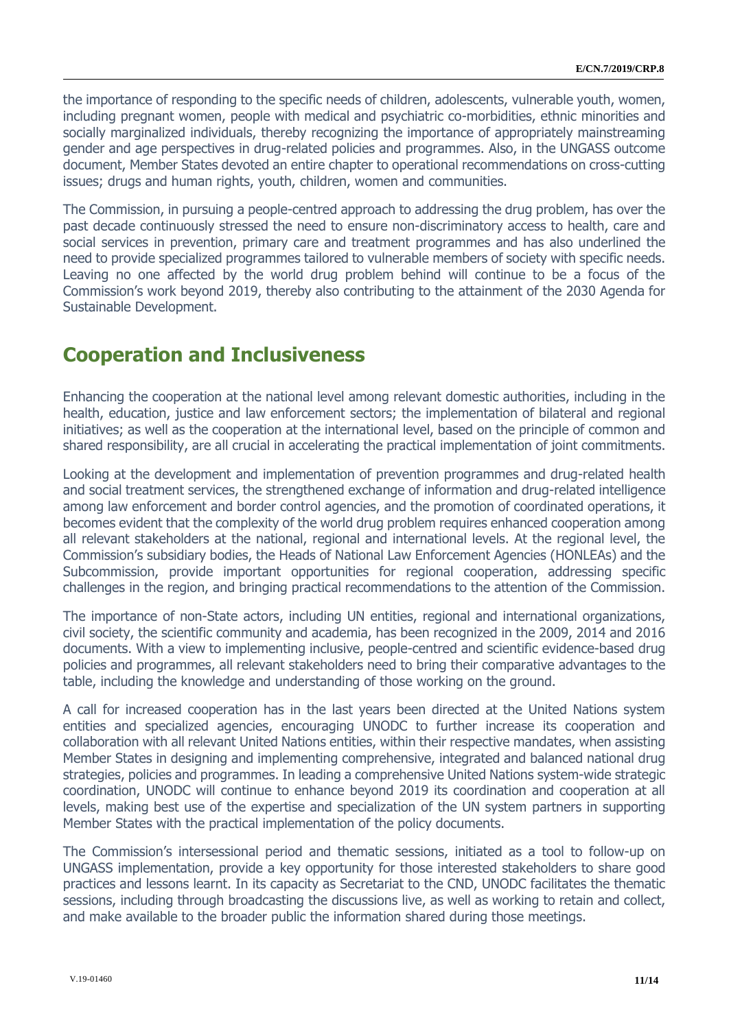the importance of responding to the specific needs of children, adolescents, vulnerable youth, women, including pregnant women, people with medical and psychiatric co-morbidities, ethnic minorities and socially marginalized individuals, thereby recognizing the importance of appropriately mainstreaming gender and age perspectives in drug-related policies and programmes. Also, in the UNGASS outcome document, Member States devoted an entire chapter to operational recommendations on cross-cutting issues; drugs and human rights, youth, children, women and communities.

The Commission, in pursuing a people-centred approach to addressing the drug problem, has over the past decade continuously stressed the need to ensure non-discriminatory access to health, care and social services in prevention, primary care and treatment programmes and has also underlined the need to provide specialized programmes tailored to vulnerable members of society with specific needs. Leaving no one affected by the world drug problem behind will continue to be a focus of the Commission's work beyond 2019, thereby also contributing to the attainment of the 2030 Agenda for Sustainable Development.

## Cooperation and Inclusiveness

Enhancing the cooperation at the national level among relevant domestic authorities, including in the health, education, justice and law enforcement sectors; the implementation of bilateral and regional initiatives; as well as the cooperation at the international level, based on the principle of common and shared responsibility, are all crucial in accelerating the practical implementation of joint commitments.

Looking at the development and implementation of prevention programmes and drug-related health and social treatment services, the strengthened exchange of information and drug-related intelligence among law enforcement and border control agencies, and the promotion of coordinated operations, it becomes evident that the complexity of the world drug problem requires enhanced cooperation among all relevant stakeholders at the national, regional and international levels. At the regional level, the Commission's subsidiary bodies, the Heads of National Law Enforcement Agencies (HONLEAs) and the Subcommission, provide important opportunities for regional cooperation, addressing specific challenges in the region, and bringing practical recommendations to the attention of the Commission.

The importance of non-State actors, including UN entities, regional and international organizations, civil society, the scientific community and academia, has been recognized in the 2009, 2014 and 2016 documents. With a view to implementing inclusive, people-centred and scientific evidence-based drug policies and programmes, all relevant stakeholders need to bring their comparative advantages to the table, including the knowledge and understanding of those working on the ground.

A call for increased cooperation has in the last years been directed at the United Nations system entities and specialized agencies, encouraging UNODC to further increase its cooperation and collaboration with all relevant United Nations entities, within their respective mandates, when assisting Member States in designing and implementing comprehensive, integrated and balanced national drug strategies, policies and programmes. In leading a comprehensive United Nations system-wide strategic coordination, UNODC will continue to enhance beyond 2019 its coordination and cooperation at all levels, making best use of the expertise and specialization of the UN system partners in supporting Member States with the practical implementation of the policy documents.

The Commission's intersessional period and thematic sessions, initiated as a tool to follow-up on UNGASS implementation, provide a key opportunity for those interested stakeholders to share good practices and lessons learnt. In its capacity as Secretariat to the CND, UNODC facilitates the thematic sessions, including through broadcasting the discussions live, as well as working to retain and collect, and make available to the broader public the information shared during those meetings.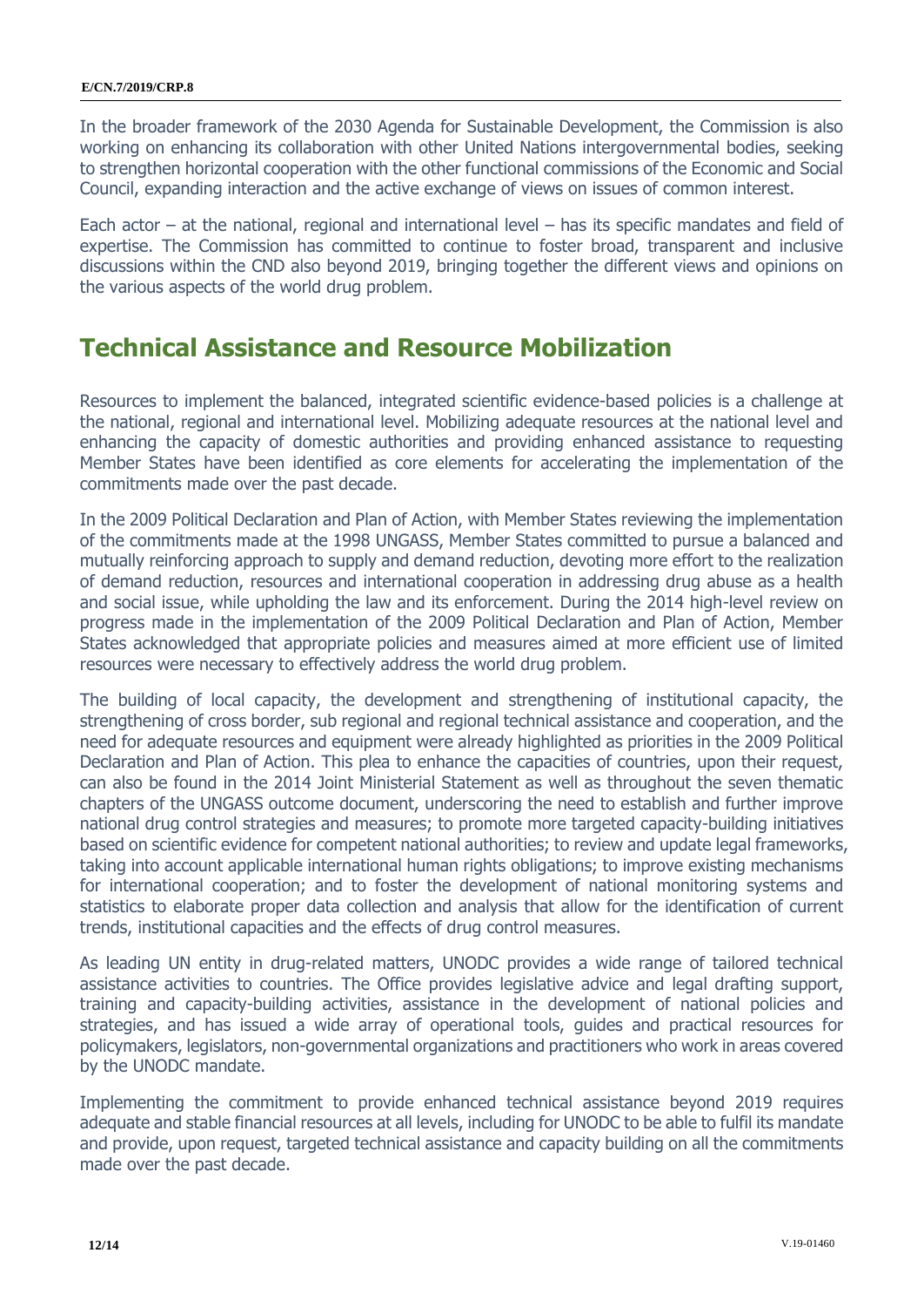In the broader framework of the 2030 Agenda for Sustainable Development, the Commission is also working on enhancing its collaboration with other United Nations intergovernmental bodies, seeking to strengthen horizontal cooperation with the other functional commissions of the Economic and Social Council, expanding interaction and the active exchange of views on issues of common interest.

Each actor – at the national, regional and international level – has its specific mandates and field of expertise. The Commission has committed to continue to foster broad, transparent and inclusive discussions within the CND also beyond 2019, bringing together the different views and opinions on the various aspects of the world drug problem.

## Technical Assistance and Resource Mobilization

Resources to implement the balanced, integrated scientific evidence-based policies is a challenge at the national, regional and international level. Mobilizing adequate resources at the national level and enhancing the capacity of domestic authorities and providing enhanced assistance to requesting Member States have been identified as core elements for accelerating the implementation of the commitments made over the past decade.

In the 2009 Political Declaration and Plan of Action, with Member States reviewing the implementation of the commitments made at the 1998 UNGASS, Member States committed to pursue a balanced and mutually reinforcing approach to supply and demand reduction, devoting more effort to the realization of demand reduction, resources and international cooperation in addressing drug abuse as a health and social issue, while upholding the law and its enforcement. During the 2014 high-level review on progress made in the implementation of the 2009 Political Declaration and Plan of Action, Member States acknowledged that appropriate policies and measures aimed at more efficient use of limited resources were necessary to effectively address the world drug problem.

The building of local capacity, the development and strengthening of institutional capacity, the strengthening of cross border, sub regional and regional technical assistance and cooperation, and the need for adequate resources and equipment were already highlighted as priorities in the 2009 Political Declaration and Plan of Action. This plea to enhance the capacities of countries, upon their request, can also be found in the 2014 Joint Ministerial Statement as well as throughout the seven thematic chapters of the UNGASS outcome document, underscoring the need to establish and further improve national drug control strategies and measures; to promote more targeted capacity-building initiatives based on scientific evidence for competent national authorities; to review and update legal frameworks, taking into account applicable international human rights obligations; to improve existing mechanisms for international cooperation; and to foster the development of national monitoring systems and statistics to elaborate proper data collection and analysis that allow for the identification of current trends, institutional capacities and the effects of drug control measures.

As leading UN entity in drug-related matters, UNODC provides a wide range of tailored technical assistance activities to countries. The Office provides legislative advice and legal drafting support, training and capacity-building activities, assistance in the development of national policies and strategies, and has issued a wide array of operational tools, guides and practical resources for policymakers, legislators, non-governmental organizations and practitioners who work in areas covered by the UNODC mandate.

Implementing the commitment to provide enhanced technical assistance beyond 2019 requires adequate and stable financial resources at all levels, including for UNODC to be able to fulfil its mandate and provide, upon request, targeted technical assistance and capacity building on all the commitments made over the past decade.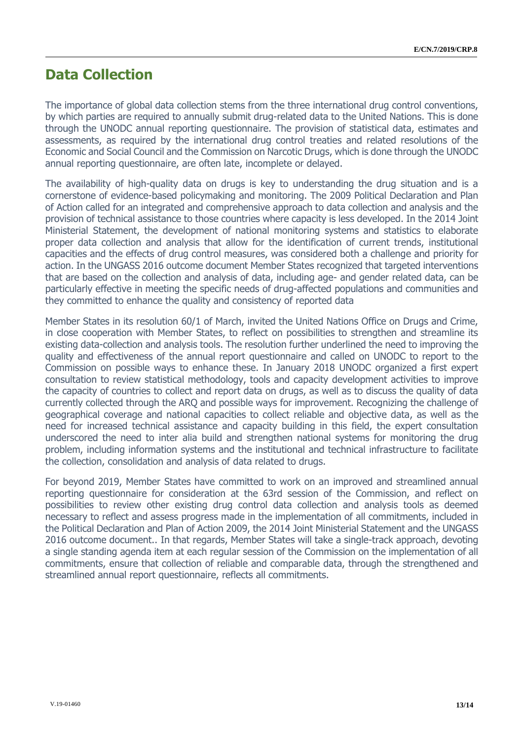# Data Collection

The importance of global data collection stems from the three international drug control conventions, by which parties are required to annually submit drug-related data to the United Nations. This is done through the UNODC annual reporting questionnaire. The provision of statistical data, estimates and assessments, as required by the international drug control treaties and related resolutions of the Economic and Social Council and the Commission on Narcotic Drugs, which is done through the UNODC annual reporting questionnaire, are often late, incomplete or delayed.

The availability of high-quality data on drugs is key to understanding the drug situation and is a cornerstone of evidence-based policymaking and monitoring. The 2009 Political Declaration and Plan of Action called for an integrated and comprehensive approach to data collection and analysis and the provision of technical assistance to those countries where capacity is less developed. In the 2014 Joint Ministerial Statement, the development of national monitoring systems and statistics to elaborate proper data collection and analysis that allow for the identification of current trends, institutional capacities and the effects of drug control measures, was considered both a challenge and priority for action. In the UNGASS 2016 outcome document Member States recognized that targeted interventions that are based on the collection and analysis of data, including age- and gender related data, can be particularly effective in meeting the specific needs of drug-affected populations and communities and they committed to enhance the quality and consistency of reported data

Member States in its resolution 60/1 of March, invited the United Nations Office on Drugs and Crime, in close cooperation with Member States, to reflect on possibilities to strengthen and streamline its existing data-collection and analysis tools. The resolution further underlined the need to improving the quality and effectiveness of the annual report questionnaire and called on UNODC to report to the Commission on possible ways to enhance these. In January 2018 UNODC organized a first expert consultation to review statistical methodology, tools and capacity development activities to improve the capacity of countries to collect and report data on drugs, as well as to discuss the quality of data currently collected through the ARQ and possible ways for improvement. Recognizing the challenge of geographical coverage and national capacities to collect reliable and objective data, as well as the need for increased technical assistance and capacity building in this field, the expert consultation underscored the need to inter alia build and strengthen national systems for monitoring the drug problem, including information systems and the institutional and technical infrastructure to facilitate the collection, consolidation and analysis of data related to drugs.

For beyond 2019, Member States have committed to work on an improved and streamlined annual reporting questionnaire for consideration at the 63rd session of the Commission, and reflect on possibilities to review other existing drug control data collection and analysis tools as deemed necessary to reflect and assess progress made in the implementation of all commitments, included in the Political Declaration and Plan of Action 2009, the 2014 Joint Ministerial Statement and the UNGASS 2016 outcome document.. In that regards, Member States will take a single-track approach, devoting a single standing agenda item at each regular session of the Commission on the implementation of all commitments, ensure that collection of reliable and comparable data, through the strengthened and streamlined annual report questionnaire, reflects all commitments.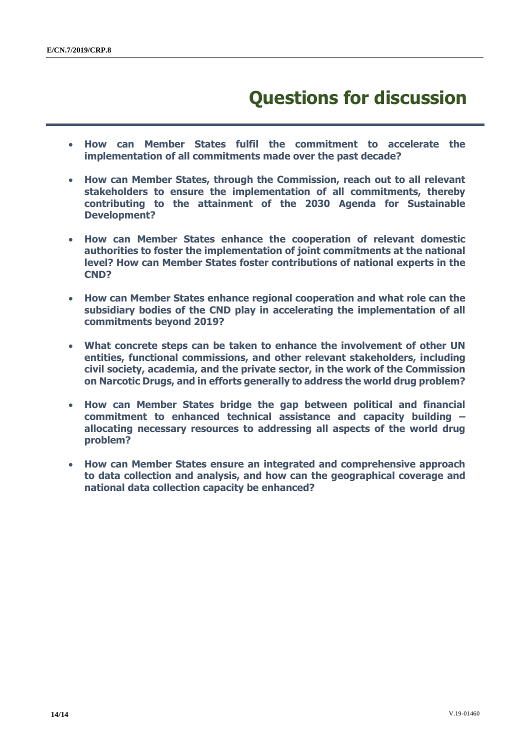# Questions for discussion

- **How can Member States fulfil the commitment to accelerate the implementation of all commitments made over the past decade?**

- **How can Member States, through the Commission, reach out to all relevant stakeholders to ensure the implementation of all commitments, thereby contributing to the attainment of the 2030 Agenda for Sustainable Development?**

- **How can Member States enhance the cooperation of relevant domestic authorities to foster the implementation of joint commitments at the national level? How can Member States foster contributions of national experts in the CND?**

- **How can Member States enhance regional cooperation and what role can the subsidiary bodies of the CND play in accelerating the implementation of all commitments beyond 2019?**

- **What concrete steps can be taken to enhance the involvement of other UN entities, functional commissions, and other relevant stakeholders, including civil society, academia, and the private sector, in the work of the Commission on Narcotic Drugs, and in efforts generally to address the world drug problem?**

- **How can Member States bridge the gap between political and financial commitment to enhanced technical assistance and capacity building – allocating necessary resources to addressing all aspects of the world drug problem?**

- **How can Member States ensure an integrated and comprehensive approach to data collection and analysis, and how can the geographical coverage and national data collection capacity be enhanced?**